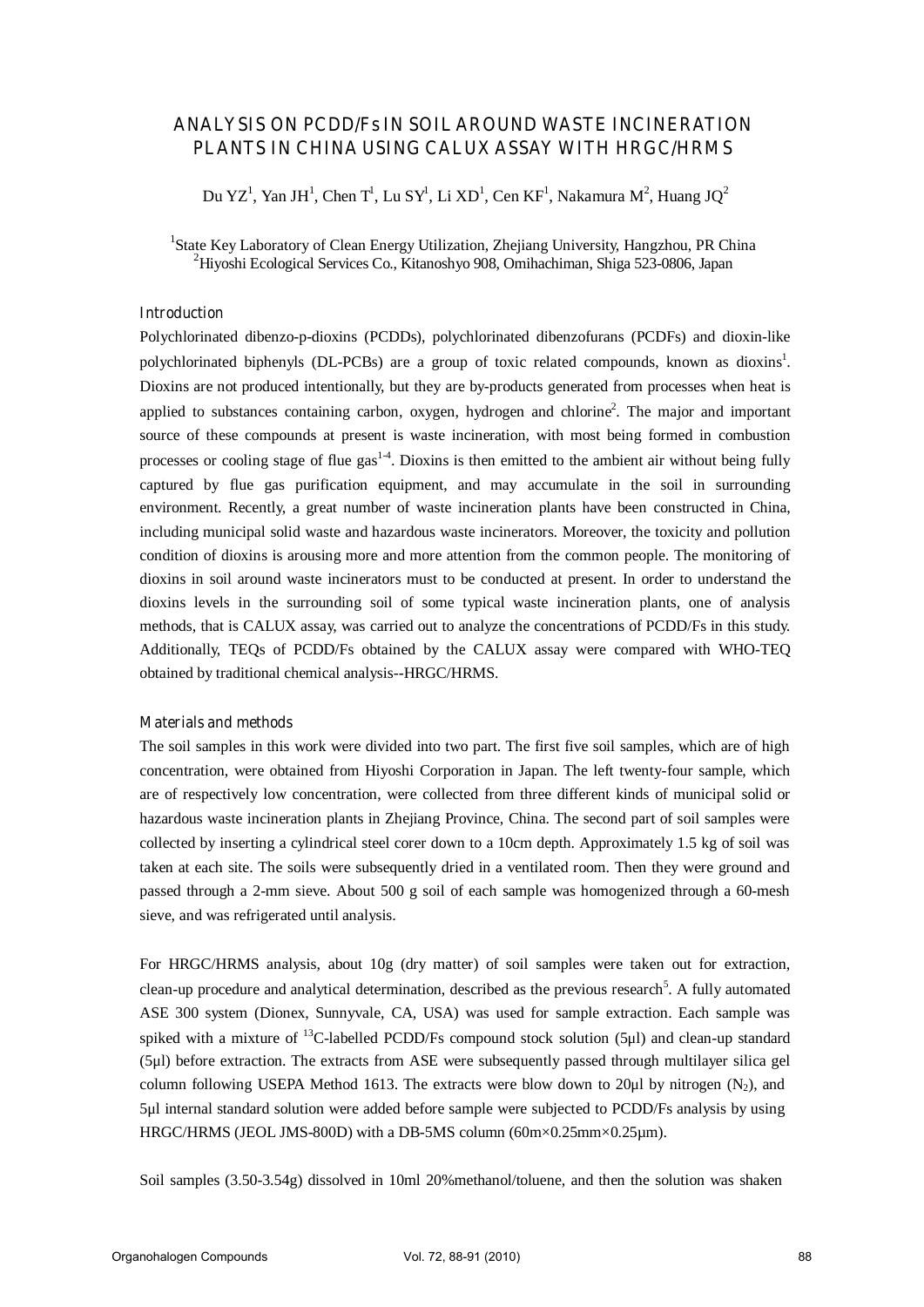# ANALYSIS ON PCDD/Fs IN SOIL AROUND WASTE INCINERATION PLANTS IN CHINA USING CALUX ASSAY WITH HRGC/HRMS

Du YZ[1], Yan JH[1], Chen T[1], Lu SY[1], Li XD[1], Cen KF[1], Nakamura M[2], Huang JQ[2]

[1]State Key Laboratory of Clean Energy Utilization, Zhejiang University, Hangzhou, PR China
[2]Hiyoshi Ecological Services Co., Kitanoshyo 908, Omihachiman, Shiga 523-0806, Japan

## Introduction

Polychlorinated dibenzo-p-dioxins (PCDDs), polychlorinated dibenzofurans (PCDFs) and dioxin-like polychlorinated biphenyls (DL-PCBs) are a group of toxic related compounds, known as dioxins[1]. Dioxins are not produced intentionally, but they are by-products generated from processes when heat is applied to substances containing carbon, oxygen, hydrogen and chlorine[2]. The major and important source of these compounds at present is waste incineration, with most being formed in combustion processes or cooling stage of flue gas[1-4]. Dioxins is then emitted to the ambient air without being fully captured by flue gas purification equipment, and may accumulate in the soil in surrounding environment. Recently, a great number of waste incineration plants have been constructed in China, including municipal solid waste and hazardous waste incinerators. Moreover, the toxicity and pollution condition of dioxins is arousing more and more attention from the common people. The monitoring of dioxins in soil around waste incinerators must to be conducted at present. In order to understand the dioxins levels in the surrounding soil of some typical waste incineration plants, one of analysis methods, that is CALUX assay, was carried out to analyze the concentrations of PCDD/Fs in this study. Additionally, TEQs of PCDD/Fs obtained by the CALUX assay were compared with WHO-TEQ obtained by traditional chemical analysis--HRGC/HRMS.

## Materials and methods

The soil samples in this work were divided into two part. The first five soil samples, which are of high concentration, were obtained from Hiyoshi Corporation in Japan. The left twenty-four sample, which are of respectively low concentration, were collected from three different kinds of municipal solid or hazardous waste incineration plants in Zhejiang Province, China. The second part of soil samples were collected by inserting a cylindrical steel corer down to a 10cm depth. Approximately 1.5 kg of soil was taken at each site. The soils were subsequently dried in a ventilated room. Then they were ground and passed through a 2-mm sieve. About 500 g soil of each sample was homogenized through a 60-mesh sieve, and was refrigerated until analysis.

For HRGC/HRMS analysis, about 10g (dry matter) of soil samples were taken out for extraction, clean-up procedure and analytical determination, described as the previous research[5]. A fully automated ASE 300 system (Dionex, Sunnyvale, CA, USA) was used for sample extraction. Each sample was spiked with a mixture of $^{13}$C-labelled PCDD/Fs compound stock solution (5μl) and clean-up standard (5μl) before extraction. The extracts from ASE were subsequently passed through multilayer silica gel column following USEPA Method 1613. The extracts were blow down to 20μl by nitrogen ($N_2$), and 5μl internal standard solution were added before sample were subjected to PCDD/Fs analysis by using HRGC/HRMS (JEOL JMS-800D) with a DB-5MS column (60m×0.25mm×0.25μm).

Soil samples (3.50-3.54g) dissolved in 10ml 20%methanol/toluene, and then the solution was shaken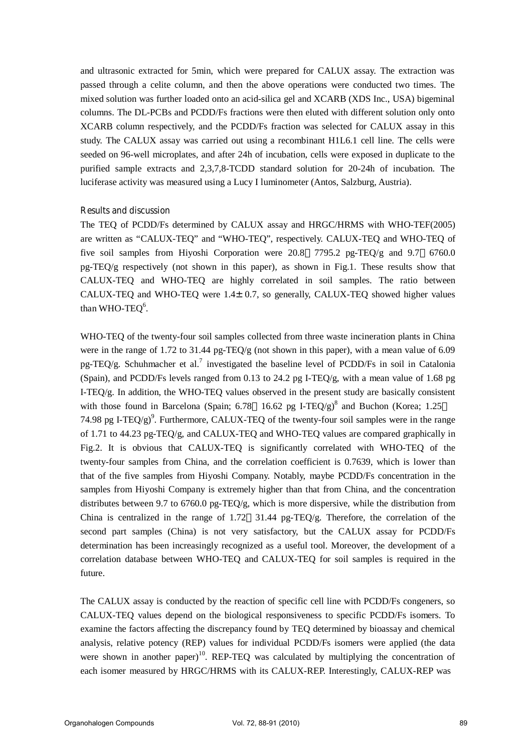and ultrasonic extracted for 5min, which were prepared for CALUX assay. The extraction was passed through a celite column, and then the above operations were conducted two times. The mixed solution was further loaded onto an acid-silica gel and XCARB (XDS Inc., USA) bigeminal columns. The DL-PCBs and PCDD/Fs fractions were then eluted with different solution only onto XCARB column respectively, and the PCDD/Fs fraction was selected for CALUX assay in this study. The CALUX assay was carried out using a recombinant H1L6.1 cell line. The cells were seeded on 96-well microplates, and after 24h of incubation, cells were exposed in duplicate to the purified sample extracts and 2,3,7,8-TCDD standard solution for 20-24h of incubation. The luciferase activity was measured using a Lucy I luminometer (Antos, Salzburg, Austria).

## Results and discussion

The TEQ of PCDD/Fs determined by CALUX assay and HRGC/HRMS with WHO-TEF(2005) are written as "CALUX-TEQ" and "WHO-TEQ", respectively. CALUX-TEQ and WHO-TEQ of five soil samples from Hiyoshi Corporation were 20.8～7795.2 pg-TEQ/g and 9.7～6760.0 pg-TEQ/g respectively (not shown in this paper), as shown in Fig.1. These results show that CALUX-TEQ and WHO-TEQ are highly correlated in soil samples. The ratio between CALUX-TEQ and WHO-TEQ were $1.4 \pm 0.7$, so generally, CALUX-TEQ showed higher values than WHO-TEQ[6].

WHO-TEQ of the twenty-four soil samples collected from three waste incineration plants in China were in the range of 1.72 to 31.44 pg-TEQ/g (not shown in this paper), with a mean value of 6.09 pg-TEQ/g. Schuhmacher et al.[7] investigated the baseline level of PCDD/Fs in soil in Catalonia (Spain), and PCDD/Fs levels ranged from 0.13 to 24.2 pg I-TEQ/g, with a mean value of 1.68 pg I-TEQ/g. In addition, the WHO-TEQ values observed in the present study are basically consistent with those found in Barcelona (Spain; 6.78～16.62 pg I-TEQ/g)[8] and Buchon (Korea; 1.25～74.98 pg I-TEQ/g)[9]. Furthermore, CALUX-TEQ of the twenty-four soil samples were in the range of 1.71 to 44.23 pg-TEQ/g, and CALUX-TEQ and WHO-TEQ values are compared graphically in Fig.2. It is obvious that CALUX-TEQ is significantly correlated with WHO-TEQ of the twenty-four samples from China, and the correlation coefficient is 0.7639, which is lower than that of the five samples from Hiyoshi Company. Notably, maybe PCDD/Fs concentration in the samples from Hiyoshi Company is extremely higher than that from China, and the concentration distributes between 9.7 to 6760.0 pg-TEQ/g, which is more dispersive, while the distribution from China is centralized in the range of 1.72～31.44 pg-TEQ/g. Therefore, the correlation of the second part samples (China) is not very satisfactory, but the CALUX assay for PCDD/Fs determination has been increasingly recognized as a useful tool. Moreover, the development of a correlation database between WHO-TEQ and CALUX-TEQ for soil samples is required in the future.

The CALUX assay is conducted by the reaction of specific cell line with PCDD/Fs congeners, so CALUX-TEQ values depend on the biological responsiveness to specific PCDD/Fs isomers. To examine the factors affecting the discrepancy found by TEQ determined by bioassay and chemical analysis, relative potency (REP) values for individual PCDD/Fs isomers were applied (the data were shown in another paper)[10]. REP-TEQ was calculated by multiplying the concentration of each isomer measured by HRGC/HRMS with its CALUX-REP. Interestingly, CALUX-REP was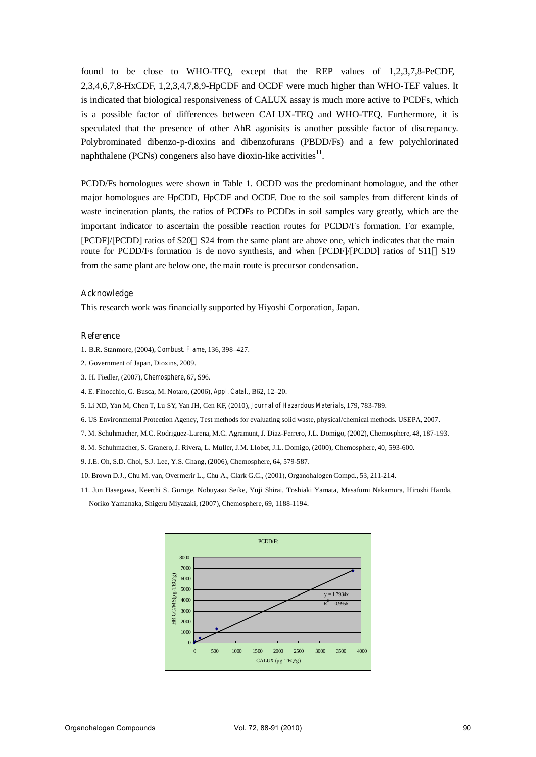found to be close to WHO-TEQ, except that the REP values of 1,2,3,7,8-PeCDF, 2,3,4,6,7,8-HxCDF, 1,2,3,4,7,8,9-HpCDF and OCDF were much higher than WHO-TEF values. It is indicated that biological responsiveness of CALUX assay is much more active to PCDFs, which is a possible factor of differences between CALUX-TEQ and WHO-TEQ. Furthermore, it is speculated that the presence of other AhR agonisits is another possible factor of discrepancy. Polybrominated dibenzo-p-dioxins and dibenzofurans (PBDD/Fs) and a few polychlorinated naphthalene (PCNs) congeners also have dioxin-like activities[11].

PCDD/Fs homologues were shown in Table 1. OCDD was the predominant homologue, and the other major homologues are HpCDD, HpCDF and OCDF. Due to the soil samples from different kinds of waste incineration plants, the ratios of PCDFs to PCDDs in soil samples vary greatly, which are the important indicator to ascertain the possible reaction routes for PCDD/Fs formation. For example, [PCDF]/[PCDD] ratios of S20～S24 from the same plant are above one, which indicates that the main route for PCDD/Fs formation is de novo synthesis, and when [PCDF]/[PCDD] ratios of S11～S19 from the same plant are below one, the main route is precursor condensation.

## Acknowledge

This research work was financially supported by Hiyoshi Corporation, Japan.

## Reference

1. B.R. Stanmore, (2004), *Combust. Flame*, 136, 398–427.
2. Government of Japan, Dioxins, 2009.
3. H. Fiedler, (2007), *Chemosphere*, 67, S96.
4. E. Finocchio, G. Busca, M. Notaro, (2006), *Appl. Catal.*, B62, 12–20.
5. Li XD, Yan M, Chen T, Lu SY, Yan JH, Cen KF, (2010), *Journal of Hazardous Materials*, 179, 783-789.
6. US Environmental Protection Agency, Test methods for evaluating solid waste, physical/chemical methods. USEPA, 2007.
7. M. Schuhmacher, M.C. Rodriguez-Larena, M.C. Agramunt, J. Diaz-Ferrero, J.L. Domigo, (2002), Chemosphere, 48, 187-193.
8. M. Schuhmacher, S. Granero, J. Rivera, L. Muller, J.M. Llobet, J.L. Domigo, (2000), Chemosphere, 40, 593-600.
9. J.E. Oh, S.D. Choi, S.J. Lee, Y.S. Chang, (2006), Chemosphere, 64, 579-587.
10. Brown D.J., Chu M. van, Overmerir L., Chu A., Clark G.C., (2001), Organohalogen Compd., 53, 211-214.
11. Jun Hasegawa, Keerthi S. Guruge, Nobuyasu Seike, Yuji Shirai, Toshiaki Yamata, Masafumi Nakamura, Hiroshi Handa, Noriko Yamanaka, Shigeru Miyazaki, (2007), Chemosphere, 69, 1188-1194.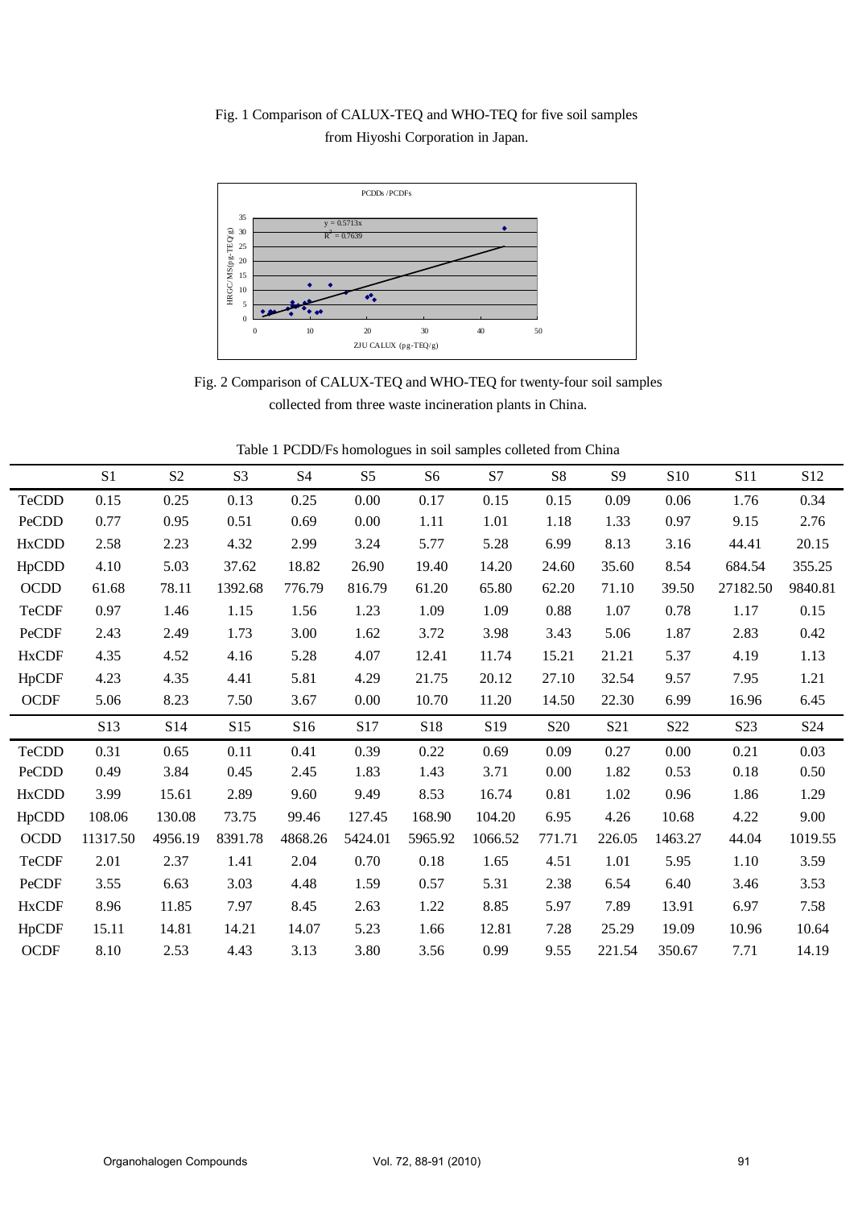Fig. 1 Comparison of CALUX-TEQ and WHO-TEQ for five soil samples from Hiyoshi Corporation in Japan.

PCDDs /PCDFs

y = 0.5713x
$R^2$ = 0.7639

HRGC/MS(pg-TEQ/g)

0
5
10
15
20
25
30
35

0
10
20
30
40
50

ZJU CALUX (pg-TEQ/g)

Fig. 2 Comparison of CALUX-TEQ and WHO-TEQ for twenty-four soil samples collected from three waste incineration plants in China.

Table 1 PCDD/Fs homologues in soil samples colleted from China

| | S1 | S2 | S3 | S4 | S5 | S6 | S7 | S8 | S9 | S10 | S11 | S12 |
|---|---|---|---|---|---|---|---|---|---|---|---|---|
| TeCDD | 0.15 | 0.25 | 0.13 | 0.25 | 0.00 | 0.17 | 0.15 | 0.15 | 0.09 | 0.06 | 1.76 | 0.34 |
| PeCDD | 0.77 | 0.95 | 0.51 | 0.69 | 0.00 | 1.11 | 1.01 | 1.18 | 1.33 | 0.97 | 9.15 | 2.76 |
| HxCDD | 2.58 | 2.23 | 4.32 | 2.99 | 3.24 | 5.77 | 5.28 | 6.99 | 8.13 | 3.16 | 44.41 | 20.15 |
| HpCDD | 4.10 | 5.03 | 37.62 | 18.82 | 26.90 | 19.40 | 14.20 | 24.60 | 35.60 | 8.54 | 684.54 | 355.25 |
| OCDD | 61.68 | 78.11 | 1392.68 | 776.79 | 816.79 | 61.20 | 65.80 | 62.20 | 71.10 | 39.50 | 27182.50 | 9840.81 |
| TeCDF | 0.97 | 1.46 | 1.15 | 1.56 | 1.23 | 1.09 | 1.09 | 0.88 | 1.07 | 0.78 | 1.17 | 0.15 |
| PeCDF | 2.43 | 2.49 | 1.73 | 3.00 | 1.62 | 3.72 | 3.98 | 3.43 | 5.06 | 1.87 | 2.83 | 0.42 |
| HxCDF | 4.35 | 4.52 | 4.16 | 5.28 | 4.07 | 12.41 | 11.74 | 15.21 | 21.21 | 5.37 | 4.19 | 1.13 |
| HpCDF | 4.23 | 4.35 | 4.41 | 5.81 | 4.29 | 21.75 | 20.12 | 27.10 | 32.54 | 9.57 | 7.95 | 1.21 |
| OCDF | 5.06 | 8.23 | 7.50 | 3.67 | 0.00 | 10.70 | 11.20 | 14.50 | 22.30 | 6.99 | 16.96 | 6.45 |
| | S13 | S14 | S15 | S16 | S17 | S18 | S19 | S20 | S21 | S22 | S23 | S24 |
| TeCDD | 0.31 | 0.65 | 0.11 | 0.41 | 0.39 | 0.22 | 0.69 | 0.09 | 0.27 | 0.00 | 0.21 | 0.03 |
| PeCDD | 0.49 | 3.84 | 0.45 | 2.45 | 1.83 | 1.43 | 3.71 | 0.00 | 1.82 | 0.53 | 0.18 | 0.50 |
| HxCDD | 3.99 | 15.61 | 2.89 | 9.60 | 9.49 | 8.53 | 16.74 | 0.81 | 1.02 | 0.96 | 1.86 | 1.29 |
| HpCDD | 108.06 | 130.08 | 73.75 | 99.46 | 127.45 | 168.90 | 104.20 | 6.95 | 4.26 | 10.68 | 4.22 | 9.00 |
| OCDD | 11317.50 | 4956.19 | 8391.78 | 4868.26 | 5424.01 | 5965.92 | 1066.52 | 771.71 | 226.05 | 1463.27 | 44.04 | 1019.55 |
| TeCDF | 2.01 | 2.37 | 1.41 | 2.04 | 0.70 | 0.18 | 1.65 | 4.51 | 1.01 | 5.95 | 1.10 | 3.59 |
| PeCDF | 3.55 | 6.63 | 3.03 | 4.48 | 1.59 | 0.57 | 5.31 | 2.38 | 6.54 | 6.40 | 3.46 | 3.53 |
| HxCDF | 8.96 | 11.85 | 7.97 | 8.45 | 2.63 | 1.22 | 8.85 | 5.97 | 7.89 | 13.91 | 6.97 | 7.58 |
| HpCDF | 15.11 | 14.81 | 14.21 | 14.07 | 5.23 | 1.66 | 12.81 | 7.28 | 25.29 | 19.09 | 10.96 | 10.64 |
| OCDF | 8.10 | 2.53 | 4.43 | 3.13 | 3.80 | 3.56 | 0.99 | 9.55 | 221.54 | 350.67 | 7.71 | 14.19 |